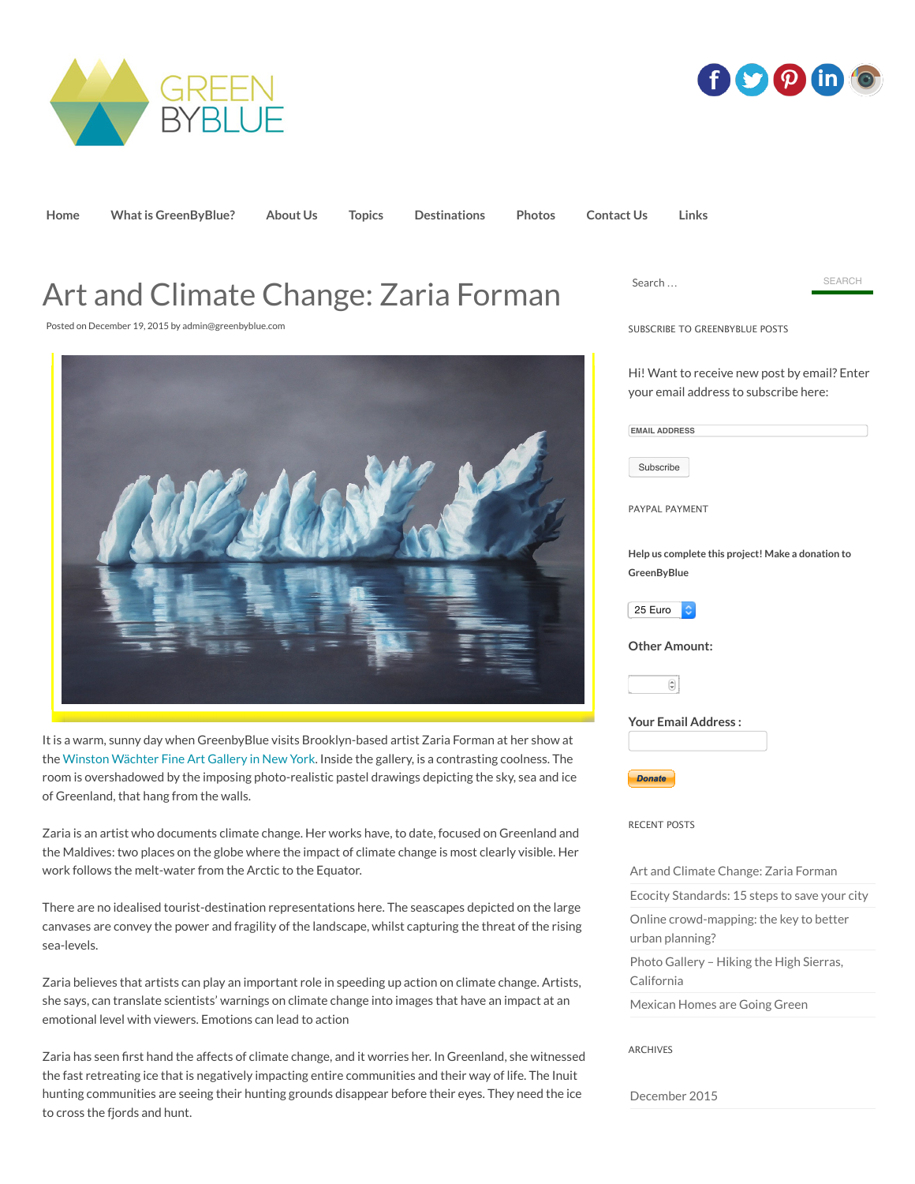GREEN BYBLUE

Home | What is GreenByBlue? | About Us | Topics | Destinations | Photos | Contact Us | Links

# Art and Climate Change: Zaria Forman

Posted on December 19, 2015 by admin@greenbyblue.com

It is a warm, sunny day when GreenbyBlue visits Brooklyn-based artist Zaria Forman at her show at the Winston Wächter Fine Art Gallery in New York. Inside the gallery, is a contrasting coolness. The room is overshadowed by the imposing photo-realistic pastel drawings depicting the sky, sea and ice of Greenland, that hang from the walls.

Zaria is an artist who documents climate change. Her works have, to date, focused on Greenland and the Maldives: two places on the globe where the impact of climate change is most clearly visible. Her work follows the melt-water from the Arctic to the Equator.

There are no idealised tourist-destination representations here. The seascapes depicted on the large canvases are convey the power and fragility of the landscape, whilst capturing the threat of the rising sea-levels.

Zaria believes that artists can play an important role in speeding up action on climate change. Artists, she says, can translate scientists' warnings on climate change into images that have an impact at an emotional level with viewers. Emotions can lead to action

Zaria has seen first hand the affects of climate change, and it worries her. In Greenland, she witnessed the fast retreating ice that is negatively impacting entire communities and their way of life. The Inuit hunting communities are seeing their hunting grounds disappear before their eyes. They need the ice to cross the fjords and hunt.

Search … SEARCH

SUBSCRIBE TO GREENBYBLUE POSTS

Hi! Want to receive new post by email? Enter your email address to subscribe here:

EMAIL ADDRESS

Subscribe

PAYPAL PAYMENT

**Help us complete this project! Make a donation to GreenByBlue**

25 Euro

**Other Amount:**

**Your Email Address :**

Donate

RECENT POSTS

- Art and Climate Change: Zaria Forman
- Ecocity Standards: 15 steps to save your city
- Online crowd-mapping: the key to better urban planning?
- Photo Gallery – Hiking the High Sierras, California
- Mexican Homes are Going Green

ARCHIVES

- December 2015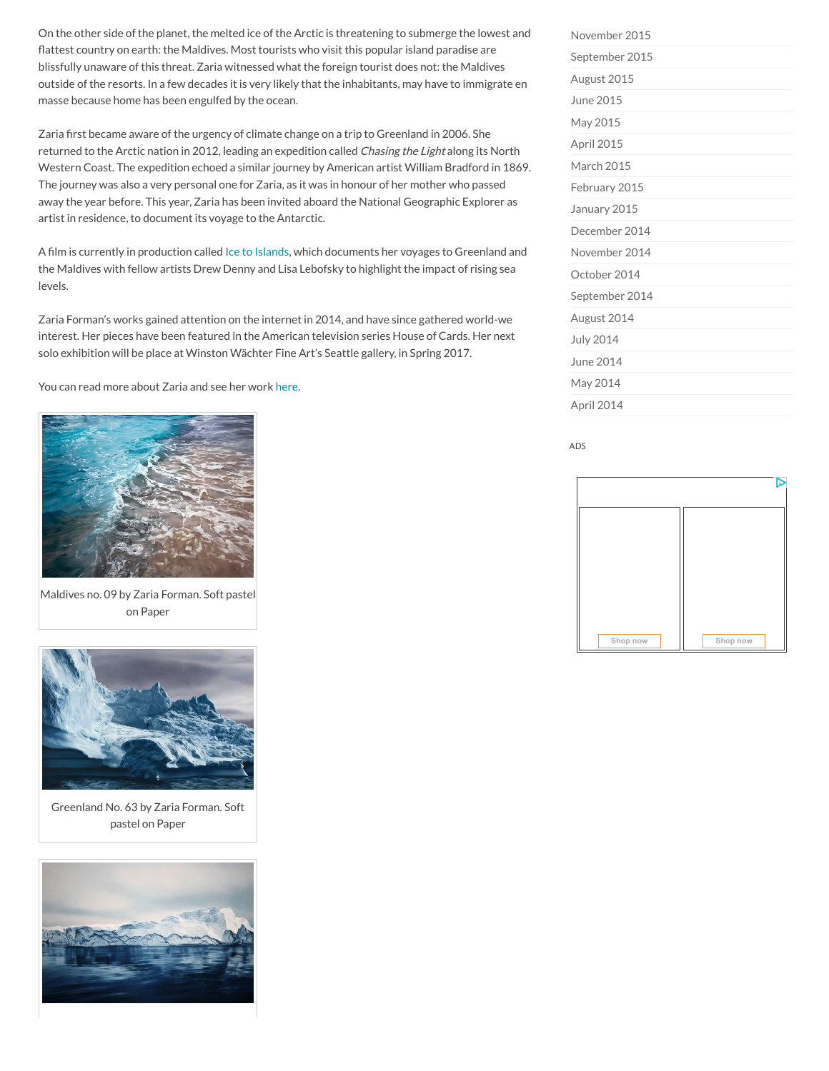On the other side of the planet, the melted ice of the Arctic is threatening to submerge the lowest and flattest country on earth: the Maldives. Most tourists who visit this popular island paradise are blissfully unaware of this threat. Zaria witnessed what the foreign tourist does not: the Maldives outside of the resorts. In a few decades it is very likely that the inhabitants, may have to immigrate en masse because home has been engulfed by the ocean.

Zaria first became aware of the urgency of climate change on a trip to Greenland in 2006. She returned to the Arctic nation in 2012, leading an expedition called *Chasing the Light* along its North Western Coast. The expedition echoed a similar journey by American artist William Bradford in 1869. The journey was also a very personal one for Zaria, as it was in honour of her mother who passed away the year before. This year, Zaria has been invited aboard the National Geographic Explorer as artist in residence, to document its voyage to the Antarctic.

A film is currently in production called Ice to Islands, which documents her voyages to Greenland and the Maldives with fellow artists Drew Denny and Lisa Lebofsky to highlight the impact of rising sea levels.

Zaria Forman's works gained attention on the internet in 2014, and have since gathered world-we interest. Her pieces have been featured in the American television series House of Cards. Her next solo exhibition will be place at Winston Wächter Fine Art's Seattle gallery, in Spring 2017.

You can read more about Zaria and see her work here.

Maldives no. 09 by Zaria Forman. Soft pastel on Paper

Greenland No. 63 by Zaria Forman. Soft pastel on Paper

- November 2015
- September 2015
- August 2015
- June 2015
- May 2015
- April 2015
- March 2015
- February 2015
- January 2015
- December 2014
- November 2014
- October 2014
- September 2014
- August 2014
- July 2014
- June 2014
- May 2014
- April 2014

ADS

Shop now

Shop now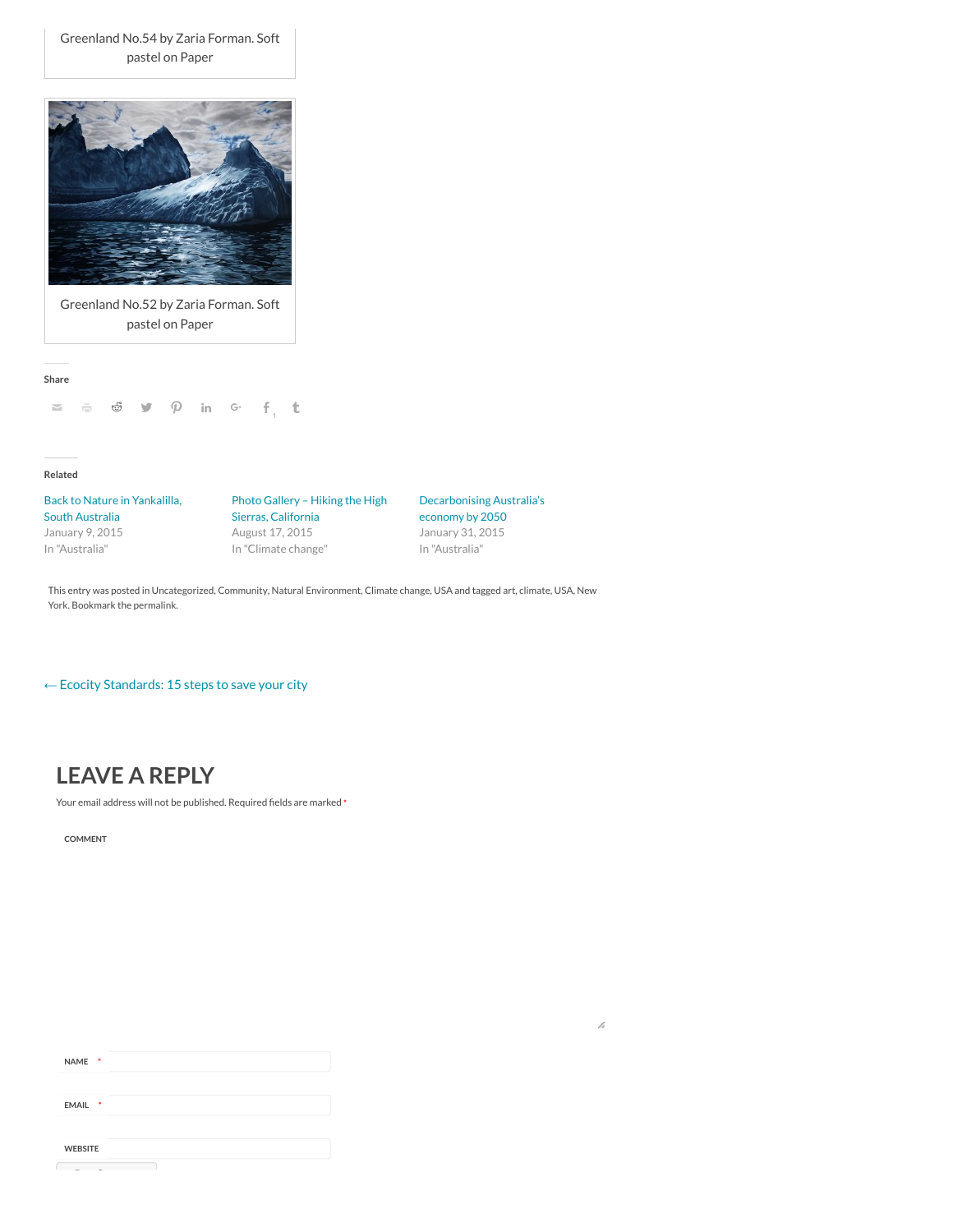Greenland No.54 by Zaria Forman. Soft pastel on Paper

Greenland No.52 by Zaria Forman. Soft pastel on Paper

Share

Related

Back to Nature in Yankalilla, South Australia
January 9, 2015
In "Australia"

Photo Gallery – Hiking the High Sierras, California
August 17, 2015
In "Climate change"

Decarbonising Australia's economy by 2050
January 31, 2015
In "Australia"

This entry was posted in Uncategorized, Community, Natural Environment, Climate change, USA and tagged art, climate, USA, New York. Bookmark the permalink.

← Ecocity Standards: 15 steps to save your city

## LEAVE A REPLY

Your email address will not be published. Required fields are marked *

COMMENT

NAME *

EMAIL *

WEBSITE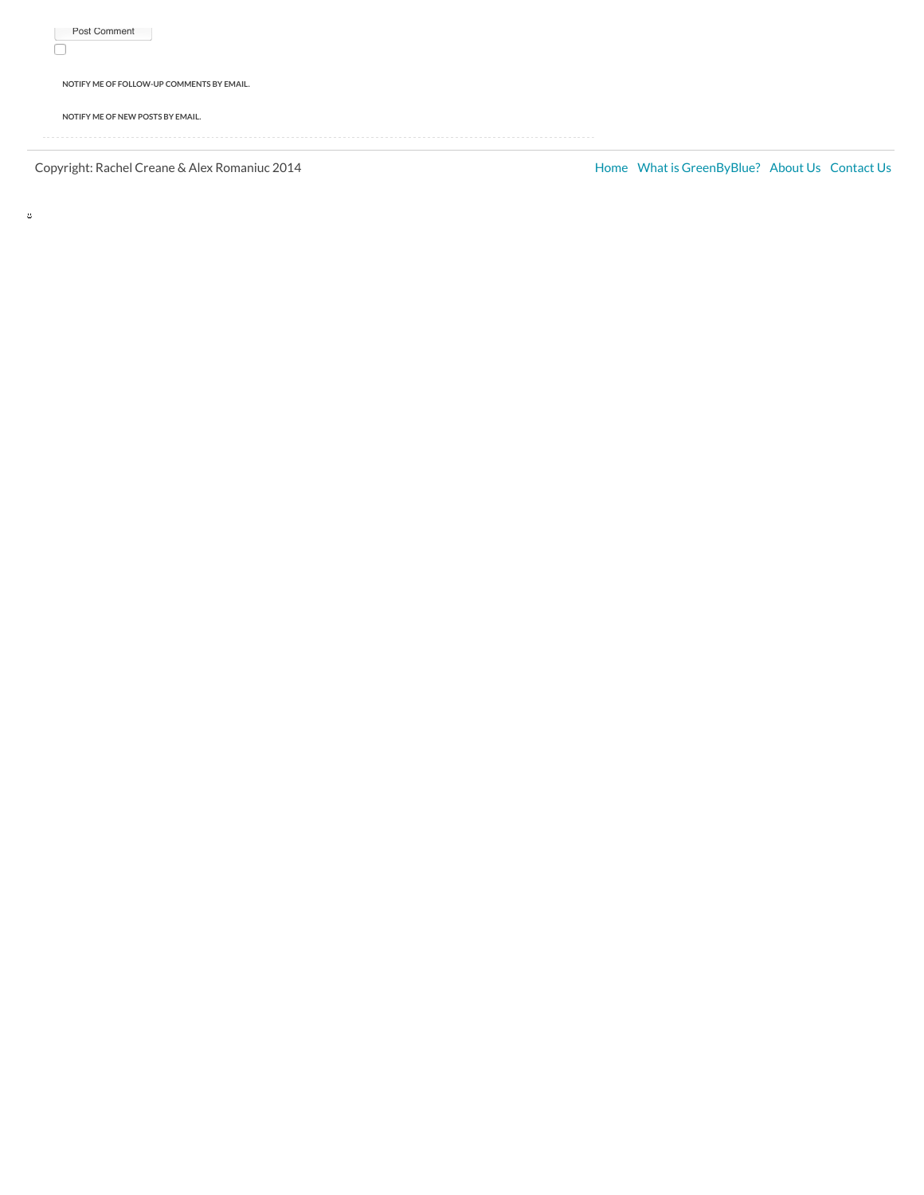Post Comment

NOTIFY ME OF FOLLOW-UP COMMENTS BY EMAIL.

NOTIFY ME OF NEW POSTS BY EMAIL.

Copyright: Rachel Creane & Alex Romaniuc 2014

Home What is GreenByBlue? About Us Contact Us